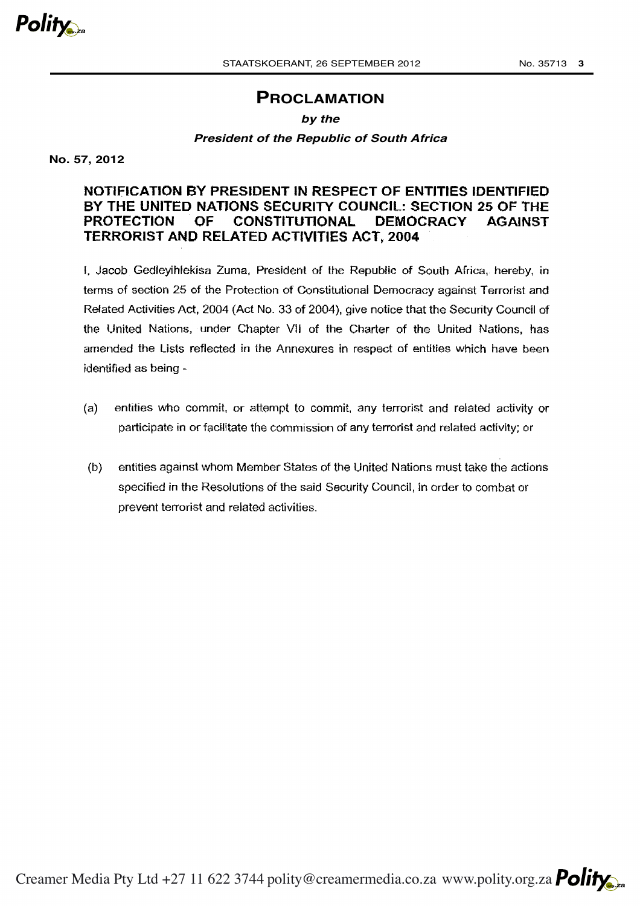# PROCLAMATION

***by the***

***President of the Republic of South Africa***

**No. 57, 2012**

## NOTIFICATION BY PRESIDENT IN RESPECT OF ENTITIES IDENTIFIED BY THE UNITED NATIONS SECURITY COUNCIL: SECTION 25 OF THE PROTECTION OF CONSTITUTIONAL DEMOCRACY AGAINST TERRORIST AND RELATED ACTIVITIES ACT, 2004

I, Jacob Gedleyihlekisa Zuma, President of the Republic of South Africa, hereby, in terms of section 25 of the Protection of Constitutional Democracy against Terrorist and Related Activities Act, 2004 (Act No. 33 of 2004), give notice that the Security Council of the United Nations, under Chapter VII of the Charter of the United Nations, has amended the Lists reflected in the Annexures in respect of entities which have been identified as being -

(a) entities who commit, or attempt to commit, any terrorist and related activity or participate in or facilitate the commission of any terrorist and related activity; or

(b) entities against whom Member States of the United Nations must take the actions specified in the Resolutions of the said Security Council, in order to combat or prevent terrorist and related activities.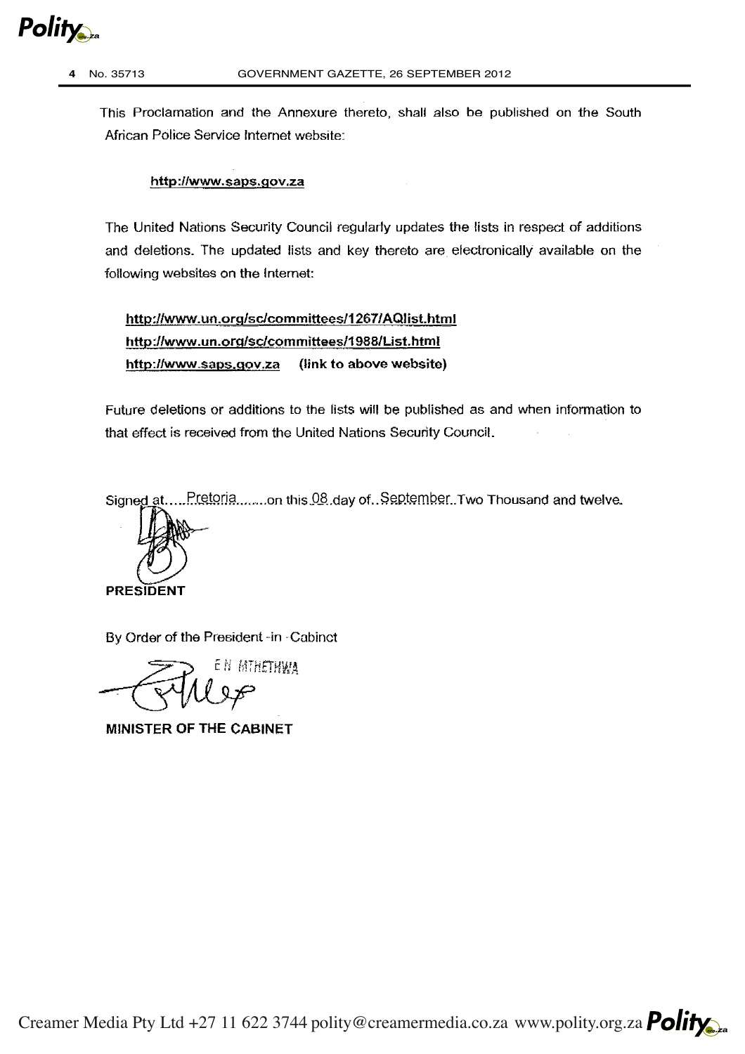This Proclamation and the Annexure thereto, shall also be published on the South African Police Service Internet website:

**http://www.saps.gov.za**

The United Nations Security Council regularly updates the lists in respect of additions and deletions. The updated lists and key thereto are electronically available on the following websites on the Internet:

**http://www.un.org/sc/committees/1267/AQlist.html**
**http://www.un.org/sc/committees/1988/List.html**
**http://www.saps.gov.za** **(link to above website)**

Future deletions or additions to the lists will be published as and when information to that effect is received from the United Nations Security Council.

Signed at.....Pretoria........on this 08 day of..September..Two Thousand and twelve.

**PRESIDENT**

By Order of the President -in -Cabinet

E N MTHETHWA

**MINISTER OF THE CABINET**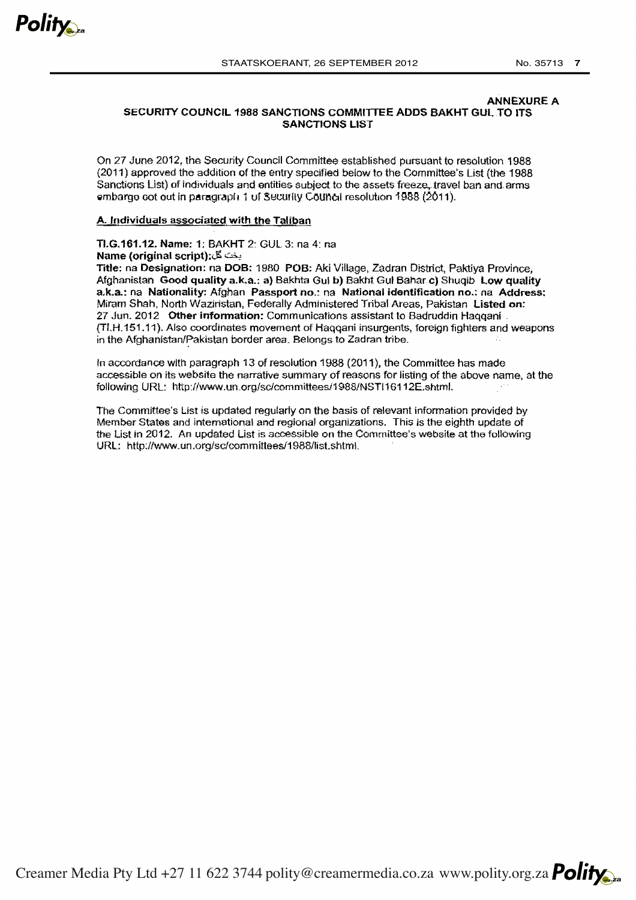**ANNEXURE A**

## SECURITY COUNCIL 1988 SANCTIONS COMMITTEE ADDS BAKHT GUL TO ITS SANCTIONS LIST

On 27 June 2012, the Security Council Committee established pursuant to resolution 1988 (2011) approved the addition of the entry specified below to the Committee's List (the 1988 Sanctions List) of individuals and entities subject to the assets freeze, travel ban and arms embargo set out in paragraph 1 of Security Council resolution 1988 (2011).

### A. Individuals associated with the Taliban

**TI.G.161.12. Name:** 1: BAKHT 2: GUL 3: na 4: na
**Name (original script):** بخت گل
**Title:** na **Designation:** na **DOB:** 1980 **POB:** Aki Village, Zadran District, Paktiya Province, Afghanistan **Good quality a.k.a.: a)** Bakhta Gul **b)** Bakht Gul Bahar **c)** Shuqib **Low quality a.k.a.:** na **Nationality:** Afghan **Passport no.:** na **National identification no.:** na **Address:** Miram Shah, North Waziristan, Federally Administered Tribal Areas, Pakistan **Listed on:** 27 Jun. 2012 **Other information:** Communications assistant to Badruddin Haqqani (TI.H.151.11). Also coordinates movement of Haqqani insurgents, foreign fighters and weapons in the Afghanistan/Pakistan border area. Belongs to Zadran tribe.

In accordance with paragraph 13 of resolution 1988 (2011), the Committee has made accessible on its website the narrative summary of reasons for listing of the above name, at the following URL: http://www.un.org/sc/committees/1988/NSTI16112E.shtml.

The Committee's List is updated regularly on the basis of relevant information provided by Member States and international and regional organizations. This is the eighth update of the List in 2012. An updated List is accessible on the Committee's website at the following URL: http://www.un.org/sc/committees/1988/list.shtml.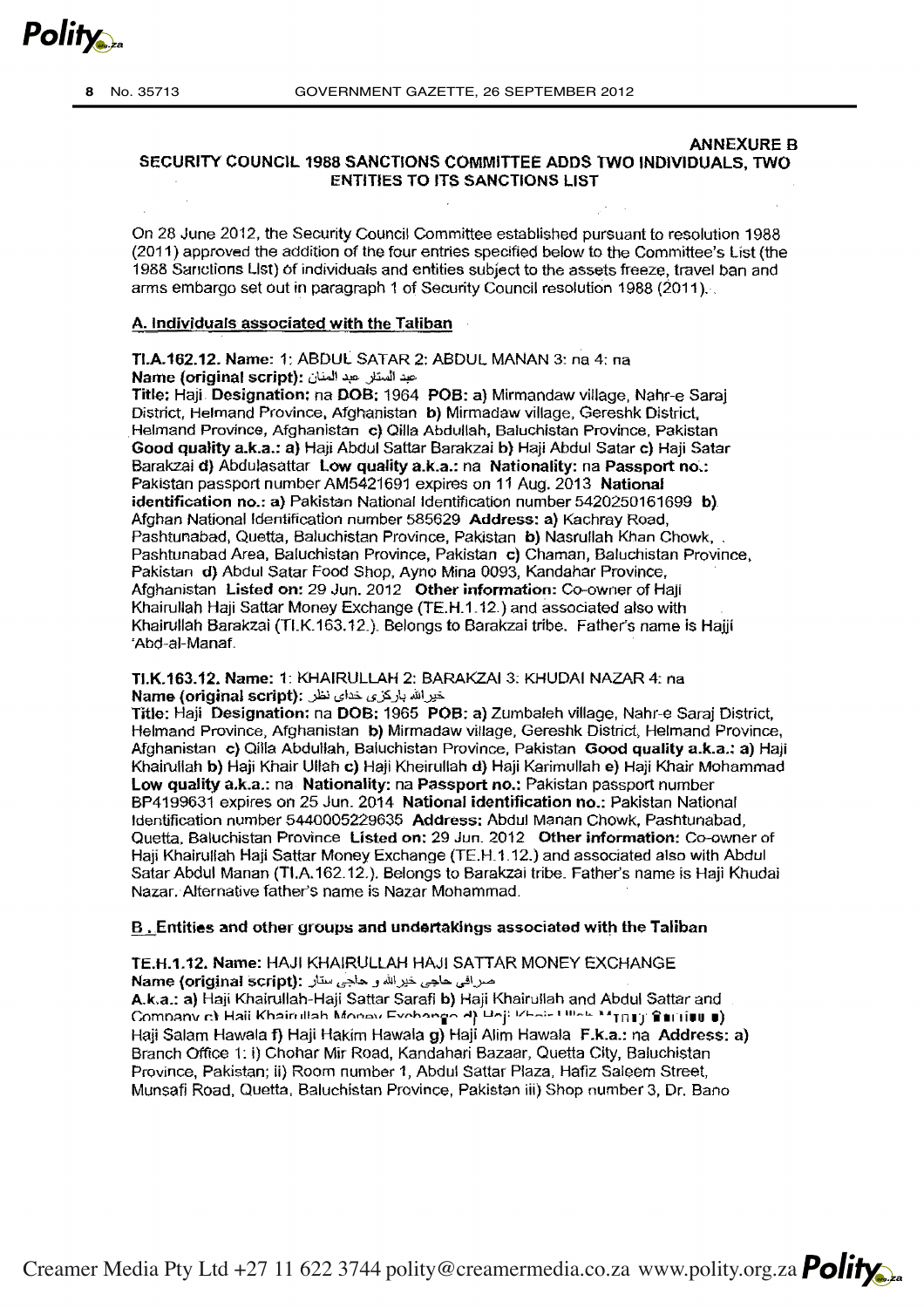## ANNEXURE B

### SECURITY COUNCIL 1988 SANCTIONS COMMITTEE ADDS TWO INDIVIDUALS, TWO ENTITIES TO ITS SANCTIONS LIST

On 28 June 2012, the Security Council Committee established pursuant to resolution 1988 (2011) approved the addition of the four entries specified below to the Committee's List (the 1988 Sanctions List) of individuals and entities subject to the assets freeze, travel ban and arms embargo set out in paragraph 1 of Security Council resolution 1988 (2011).

#### A. Individuals associated with the Taliban

**TI.A.162.12. Name:** 1: ABDUL SATAR 2: ABDUL MANAN 3: na 4: na
**Name (original script):** عبد الستار عبد المنان
**Title:** Haji **Designation:** na **DOB:** 1964 **POB: a)** Mirmandaw village, Nahr-e Saraj District, Helmand Province, Afghanistan **b)** Mirmadaw village, Gereshk District, Helmand Province, Afghanistan **c)** Qilla Abdullah, Baluchistan Province, Pakistan **Good quality a.k.a.: a)** Haji Abdul Sattar Barakzai **b)** Haji Abdul Satar **c)** Haji Satar Barakzai **d)** Abdulasattar **Low quality a.k.a.:** na **Nationality:** na **Passport no.:** Pakistan passport number AM5421691 expires on 11 Aug. 2013 **National identification no.: a)** Pakistan National Identification number 5420250161699 **b)** Afghan National Identification number 585629 **Address: a)** Kachray Road, Pashtunabad, Quetta, Baluchistan Province, Pakistan **b)** Nasrullah Khan Chowk, Pashtunabad Area, Baluchistan Province, Pakistan **c)** Chaman, Baluchistan Province, Pakistan **d)** Abdul Satar Food Shop, Ayno Mina 0093, Kandahar Province, Afghanistan **Listed on:** 29 Jun. 2012 **Other information:** Co-owner of Haji Khairullah Haji Sattar Money Exchange (TE.H.1.12.) and associated also with Khairullah Barakzai (TI.K.163.12.). Belongs to Barakzai tribe. Father's name is Hajji 'Abd-al-Manaf.

**TI.K.163.12. Name:** 1: KHAIRULLAH 2: BARAKZAI 3: KHUDAI NAZAR 4: na
**Name (original script):** خیرالله بارکزی خدای نظر
**Title:** Haji **Designation:** na **DOB:** 1965 **POB: a)** Zumbaleh village, Nahr-e Saraj District, Helmand Province, Afghanistan **b)** Mirmadaw village, Gereshk District, Helmand Province, Afghanistan **c)** Qilla Abdullah, Baluchistan Province, Pakistan **Good quality a.k.a.: a)** Haji Khairullah **b)** Haji Khair Ullah **c)** Haji Kheirullah **d)** Haji Karimullah **e)** Haji Khair Mohammad **Low quality a.k.a.:** na **Nationality:** na **Passport no.:** Pakistan passport number BP4199631 expires on 25 Jun. 2014 **National identification no.:** Pakistan National Identification number 5440005229635 **Address:** Abdul Manan Chowk, Pashtunabad, Quetta, Baluchistan Province **Listed on:** 29 Jun. 2012 **Other information:** Co-owner of Haji Khairullah Haji Sattar Money Exchange (TE.H.1.12.) and associated also with Abdul Satar Abdul Manan (TI.A.162.12.). Belongs to Barakzai tribe. Father's name is Haji Khudai Nazar. Alternative father's name is Nazar Mohammad.

#### B. Entities and other groups and undertakings associated with the Taliban

**TE.H.1.12. Name:** HAJI KHAIRULLAH HAJI SATTAR MONEY EXCHANGE
**Name (original script):** صرافی حاجی خیرالله و حاجی ستار
**A.k.a.: a)** Haji Khairullah-Haji Sattar Sarafi **b)** Haji Khairullah and Abdul Sattar and Company **c)** Haji Khairullah Money Exchange **d)** Haji Khair Ullah M... **e)** Haji Salam Hawala **f)** Haji Hakim Hawala **g)** Haji Alim Hawala **F.k.a.:** na **Address: a)** Branch Office 1: i) Chohar Mir Road, Kandahari Bazaar, Quetta City, Baluchistan Province, Pakistan; ii) Room number 1, Abdul Sattar Plaza, Hafiz Saleem Street, Munsafi Road, Quetta, Baluchistan Province, Pakistan iii) Shop number 3, Dr. Bano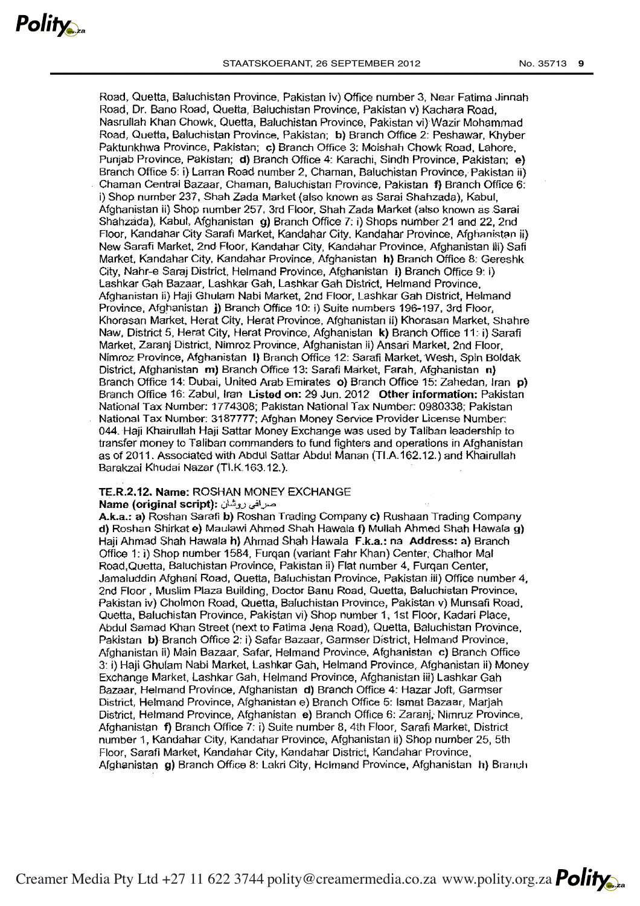Road, Quetta, Baluchistan Province, Pakistan iv) Office number 3, Near Fatima Jinnah Road, Dr. Bano Road, Quetta, Baluchistan Province, Pakistan v) Kachara Road, Nasrullah Khan Chowk, Quetta, Baluchistan Province, Pakistan vi) Wazir Mohammad Road, Quetta, Baluchistan Province, Pakistan; **b)** Branch Office 2: Peshawar, Khyber Paktunkhwa Province, Pakistan; **c)** Branch Office 3: Moishah Chowk Road, Lahore, Punjab Province, Pakistan; **d)** Branch Office 4: Karachi, Sindh Province, Pakistan; **e)** Branch Office 5: i) Larran Road number 2, Chaman, Baluchistan Province, Pakistan ii) Chaman Central Bazaar, Chaman, Baluchistan Province, Pakistan **f)** Branch Office 6: i) Shop number 237, Shah Zada Market (also known as Sarai Shahzada), Kabul, Afghanistan ii) Shop number 257, 3rd Floor, Shah Zada Market (also known as Sarai Shahzada), Kabul, Afghanistan **g)** Branch Office 7: i) Shops number 21 and 22, 2nd Floor, Kandahar City Sarafi Market, Kandahar City, Kandahar Province, Afghanistan ii) New Sarafi Market, 2nd Floor, Kandahar City, Kandahar Province, Afghanistan iii) Safi Market, Kandahar City, Kandahar Province, Afghanistan **h)** Branch Office 8: Gereshk City, Nahr-e Saraj District, Helmand Province, Afghanistan **i)** Branch Office 9: i) Lashkar Gah Bazaar, Lashkar Gah, Lashkar Gah District, Helmand Province, Afghanistan ii) Haji Ghulam Nabi Market, 2nd Floor, Lashkar Gah District, Helmand Province, Afghanistan **j)** Branch Office 10: i) Suite numbers 196-197, 3rd Floor, Khorasan Market, Herat City, Herat Province, Afghanistan ii) Khorasan Market, Shahre Naw, District 5, Herat City, Herat Province, Afghanistan **k)** Branch Office 11: i) Sarafi Market, Zaranj District, Nimroz Province, Afghanistan ii) Ansari Market, 2nd Floor, Nimroz Province, Afghanistan **l)** Branch Office 12: Sarafi Market, Wesh, Spin Boldak District, Afghanistan **m)** Branch Office 13: Sarafi Market, Farah, Afghanistan **n)** Branch Office 14: Dubai, United Arab Emirates **o)** Branch Office 15: Zahedan, Iran **p)** Branch Office 16: Zabul, Iran **Listed on:** 29 Jun. 2012 **Other information:** Pakistan National Tax Number: 1774308; Pakistan National Tax Number: 0980338; Pakistan National Tax Number: 3187777; Afghan Money Service Provider License Number: 044. Haji Khairullah Haji Sattar Money Exchange was used by Taliban leadership to transfer money to Taliban commanders to fund fighters and operations in Afghanistan as of 2011. Associated with Abdul Sattar Abdul Manan (TI.A.162.12.) and Khairullah Barakzai Khudai Nazar (TI.K.163.12.).

**TE.R.2.12. Name:** ROSHAN MONEY EXCHANGE

**Name (original script):** صرافی روشان

**A.k.a.: a)** Roshan Sarafi **b)** Roshan Trading Company **c)** Rushaan Trading Company **d)** Roshan Shirkat **e)** Maulawi Ahmed Shah Hawala **f)** Mullah Ahmed Shah Hawala **g)** Haji Ahmad Shah Hawala **h)** Ahmad Shah Hawala **F.k.a.:** na **Address: a)** Branch Office 1: i) Shop number 1584, Furqan (variant Fahr Khan) Center, Chalhor Mal Road,Quetta, Baluchistan Province, Pakistan ii) Flat number 4, Furqan Center, Jamaluddin Afghani Road, Quetta, Baluchistan Province, Pakistan iii) Office number 4, 2nd Floor , Muslim Plaza Building, Doctor Banu Road, Quetta, Baluchistan Province, Pakistan iv) Cholmon Road, Quetta, Baluchistan Province, Pakistan v) Munsafi Road, Quetta, Baluchistan Province, Pakistan vi) Shop number 1, 1st Floor, Kadari Place, Abdul Samad Khan Street (next to Fatima Jena Road), Quetta, Baluchistan Province, Pakistan **b)** Branch Office 2: i) Safar Bazaar, Garmser District, Helmand Province, Afghanistan ii) Main Bazaar, Safar, Helmand Province, Afghanistan **c)** Branch Office 3: i) Haji Ghulam Nabi Market, Lashkar Gah, Helmand Province, Afghanistan ii) Money Exchange Market, Lashkar Gah, Helmand Province, Afghanistan iii) Lashkar Gah Bazaar, Helmand Province, Afghanistan **d)** Branch Office 4: Hazar Joft, Garmser District, Helmand Province, Afghanistan e) Branch Office 5: Ismat Bazaar, Marjah District, Helmand Province, Afghanistan **e)** Branch Office 6: Zaranj, Nimruz Province, Afghanistan **f)** Branch Office 7: i) Suite number 8, 4th Floor, Sarafi Market, District number 1, Kandahar City, Kandahar Province, Afghanistan ii) Shop number 25, 5th Floor, Sarafi Market, Kandahar City, Kandahar District, Kandahar Province, Afghanistan **g)** Branch Office 8: Lakri City, Helmand Province, Afghanistan **h)** Branch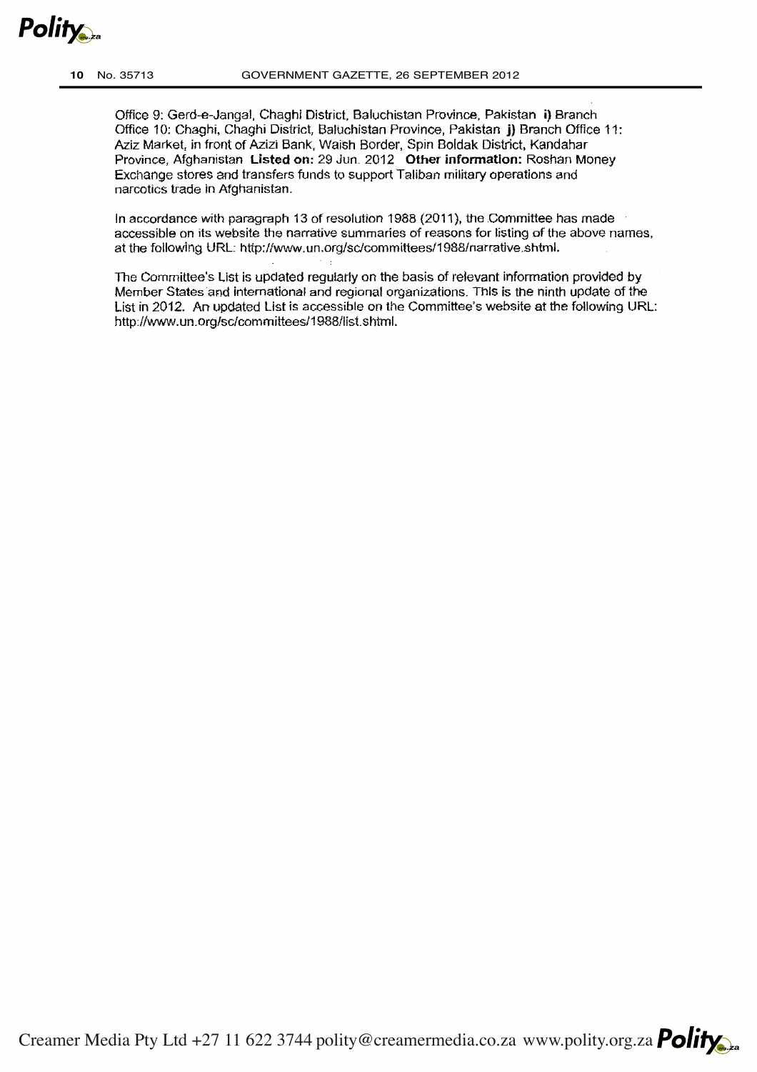Office 9: Gerd-e-Jangal, Chaghi District, Baluchistan Province, Pakistan **i)** Branch Office 10: Chaghi, Chaghi District, Baluchistan Province, Pakistan **j)** Branch Office 11: Aziz Market, in front of Azizi Bank, Waish Border, Spin Boldak District, Kandahar Province, Afghanistan **Listed on:** 29 Jun. 2012 **Other information:** Roshan Money Exchange stores and transfers funds to support Taliban military operations and narcotics trade in Afghanistan.

In accordance with paragraph 13 of resolution 1988 (2011), the Committee has made accessible on its website the narrative summaries of reasons for listing of the above names, at the following URL: http://www.un.org/sc/committees/1988/narrative.shtml.

The Committee's List is updated regularly on the basis of relevant information provided by Member States and international and regional organizations. This is the ninth update of the List in 2012. An updated List is accessible on the Committee's website at the following URL: http://www.un.org/sc/committees/1988/list.shtml.